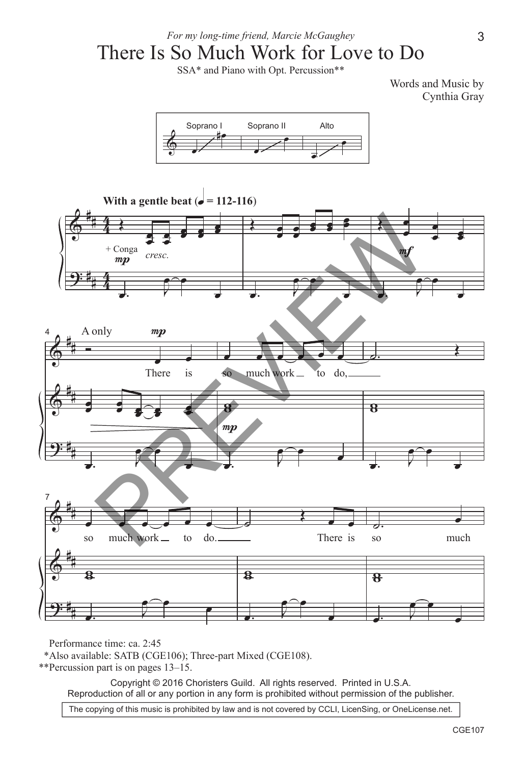*For my long-time friend, Marcie McGaughey*

# There Is So Much Work for Love to Do

SSA* and Piano with Opt. Percussion**

Words and Music by
Cynthia Gray

Performance time: ca. 2:45
*Also available: SATB (CGE106); Three-part Mixed (CGE108).
**Percussion part is on pages 13–15.

Copyright © 2016 Choristers Guild. All rights reserved. Printed in U.S.A.
Reproduction of all or any portion in any form is prohibited without permission of the publisher.

The copying of this music is prohibited by law and is not covered by CCLI, LicenSing, or OneLicense.net.

CGE107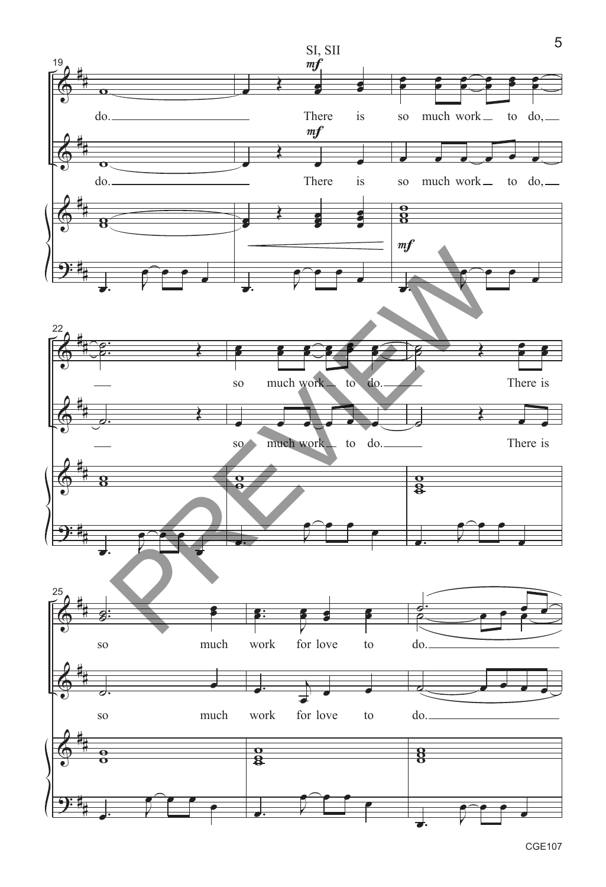SI, SII

*mf*

19

do. There is so much work to do,

do. There is so much work to do,

*mf*

22

so much work to do. There is

so much work to do. There is

25

so much work for love to do.

so much work for love to do.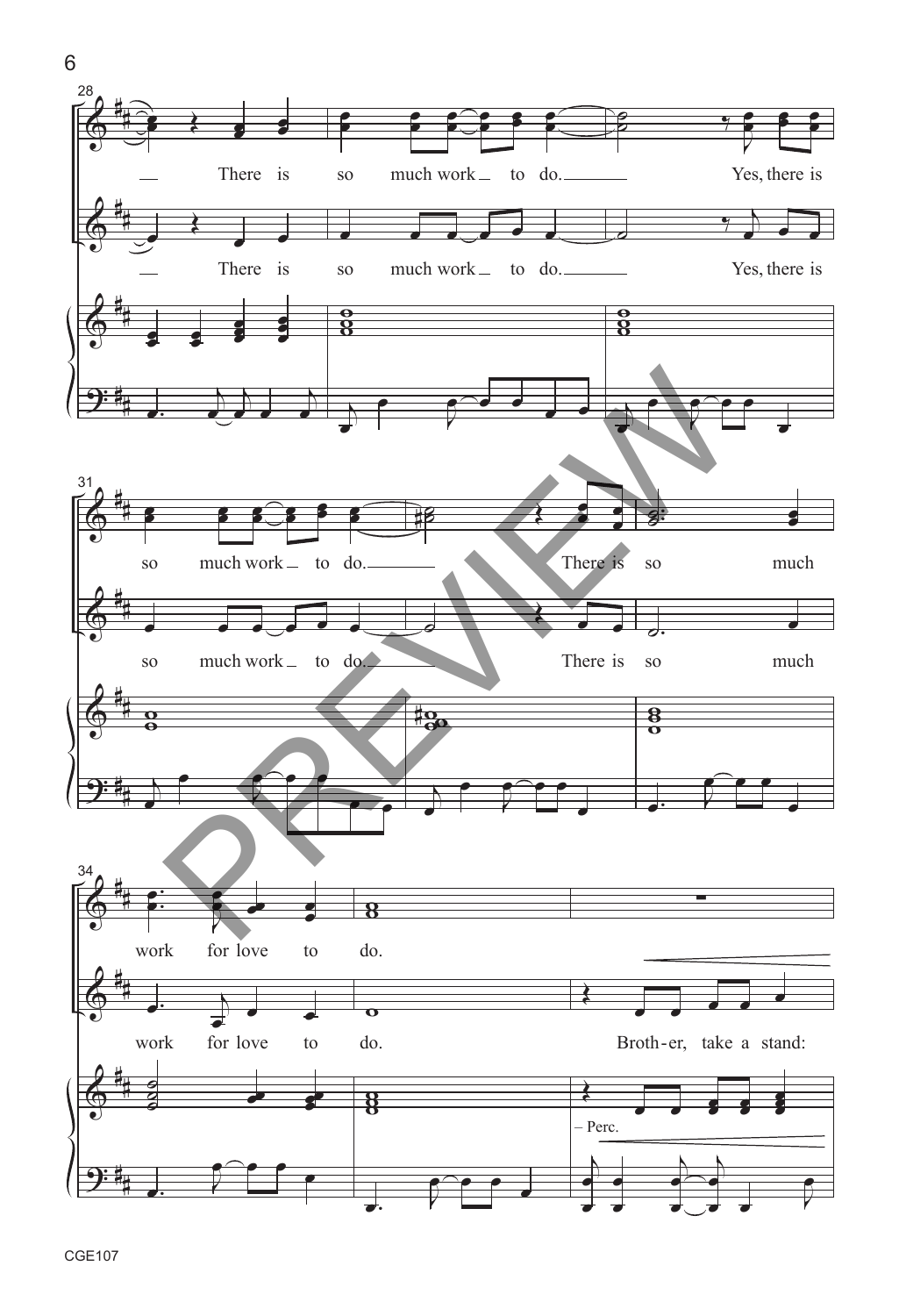28

There is so much work to do. Yes, there is

There is so much work to do. Yes, there is

31

so much work to do. There is so much

so much work to do. There is so much

34

work for love to do.

work for love to do. Broth-er, take a stand:

– Perc.

CGE107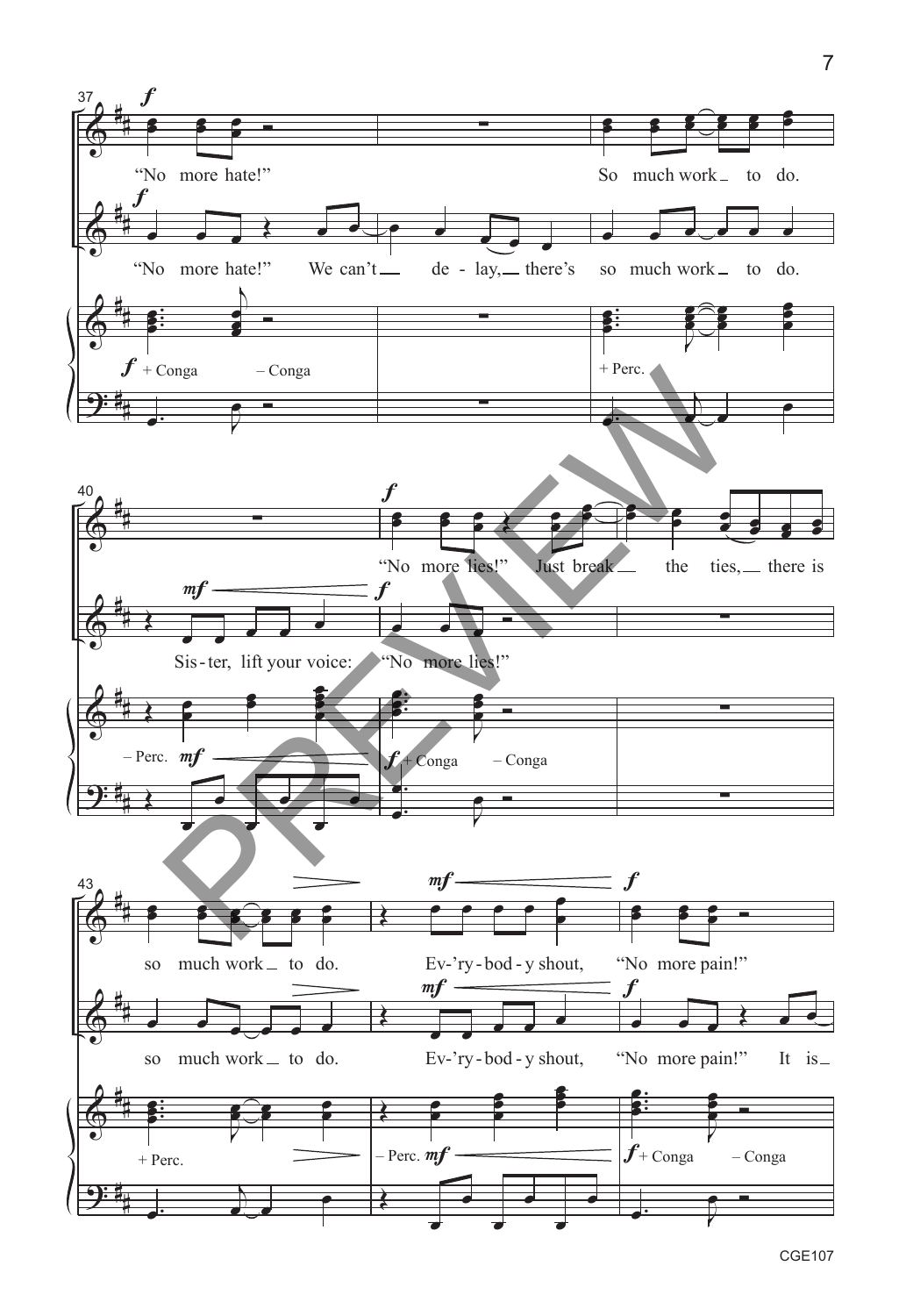37

*f*

"No more hate!" So much work to do.

*f*

"No more hate!" We can't de - lay, there's so much work to do.

*f* + Conga – Conga + Perc.

40

*f*

"No more lies!" Just break the ties, there is

*mf* *f*

Sis - ter, lift your voice: "No more lies!"

– Perc. *mf* *f* + Conga – Conga

43

*mf* *f*

so much work to do. Ev-'ry - bod - y shout, "No more pain!"

*mf* *f*

so much work to do. Ev-'ry - bod - y shout, "No more pain!" It is

+ Perc. – Perc. *mf* *f* + Conga – Conga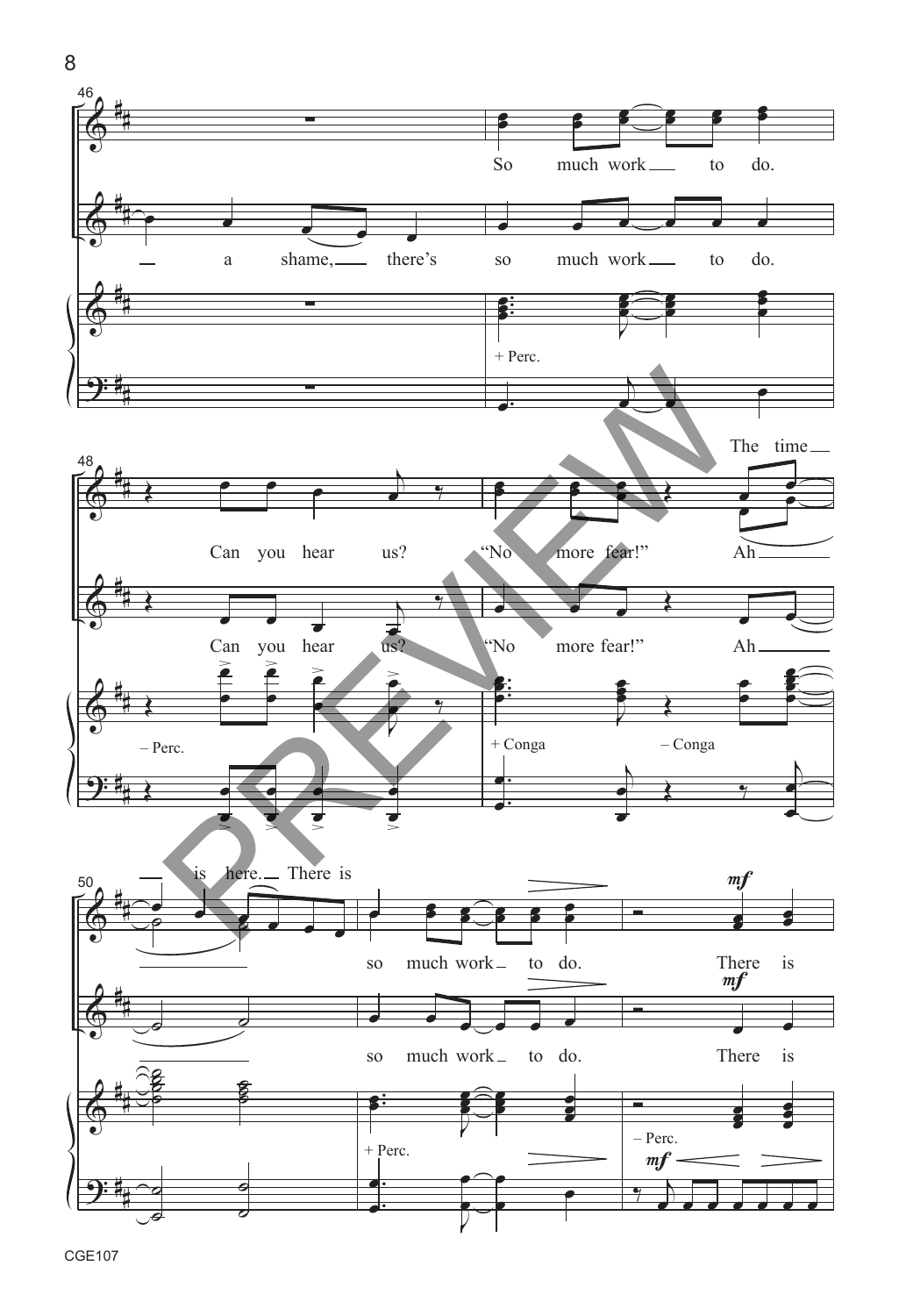46

So much work to do.

a shame, there's so much work to do.

+ Perc.

48

The time

Can you hear us? "No more fear!" Ah

Can you hear us? "No more fear!" Ah

– Perc. + Conga – Conga

50

is here. There is so much work to do. *mf* There is

so much work to do. *mf* There is

+ Perc. – Perc. *mf*